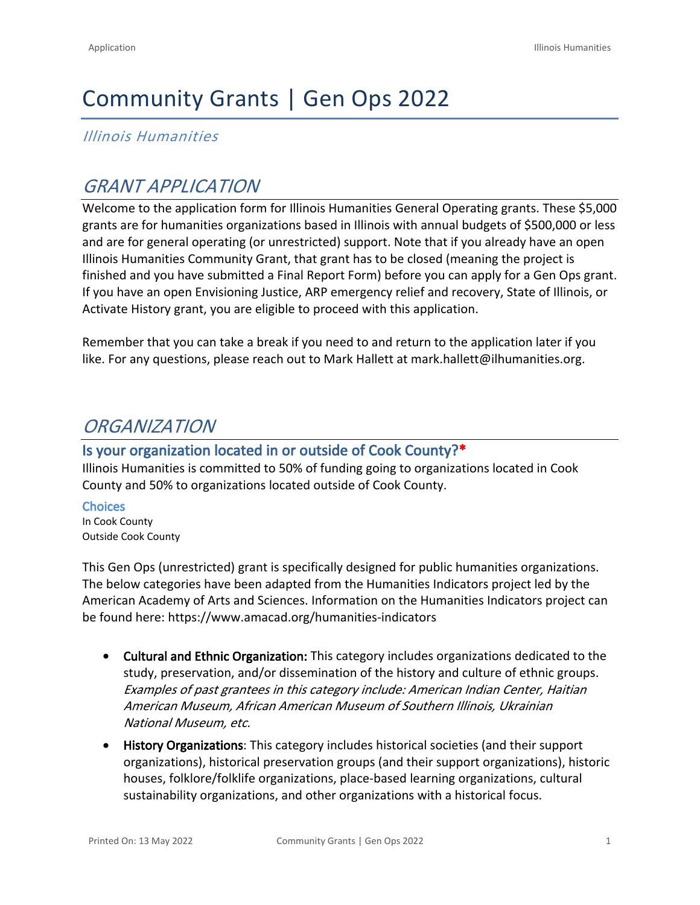# Community Grants | Gen Ops 2022

*Illinois Humanities*

## *GRANT APPLICATION*

Welcome to the application form for Illinois Humanities General Operating grants. These $5,000 grants are for humanities organizations based in Illinois with annual budgets of $500,000 or less and are for general operating (or unrestricted) support. Note that if you already have an open Illinois Humanities Community Grant, that grant has to be closed (meaning the project is finished and you have submitted a Final Report Form) before you can apply for a Gen Ops grant. If you have an open Envisioning Justice, ARP emergency relief and recovery, State of Illinois, or Activate History grant, you are eligible to proceed with this application.

Remember that you can take a break if you need to and return to the application later if you like. For any questions, please reach out to Mark Hallett at mark.hallett@ilhumanities.org.

## *ORGANIZATION*

### Is your organization located in or outside of Cook County?*

Illinois Humanities is committed to 50% of funding going to organizations located in Cook County and 50% to organizations located outside of Cook County.

#### Choices

In Cook County
Outside Cook County

This Gen Ops (unrestricted) grant is specifically designed for public humanities organizations. The below categories have been adapted from the Humanities Indicators project led by the American Academy of Arts and Sciences. Information on the Humanities Indicators project can be found here: https://www.amacad.org/humanities-indicators

- **Cultural and Ethnic Organization:** This category includes organizations dedicated to the study, preservation, and/or dissemination of the history and culture of ethnic groups. *Examples of past grantees in this category include: American Indian Center, Haitian American Museum, African American Museum of Southern Illinois, Ukrainian National Museum, etc.*
- **History Organizations**: This category includes historical societies (and their support organizations), historical preservation groups (and their support organizations), historic houses, folklore/folklife organizations, place-based learning organizations, cultural sustainability organizations, and other organizations with a historical focus.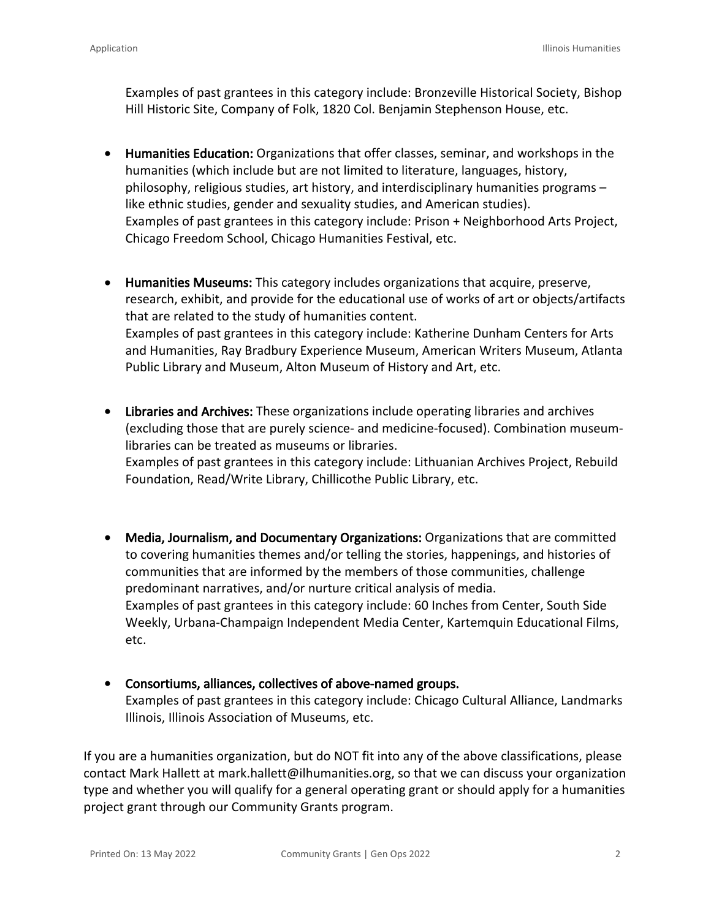Examples of past grantees in this category include: Bronzeville Historical Society, Bishop Hill Historic Site, Company of Folk, 1820 Col. Benjamin Stephenson House, etc.

- **Humanities Education:** Organizations that offer classes, seminar, and workshops in the humanities (which include but are not limited to literature, languages, history, philosophy, religious studies, art history, and interdisciplinary humanities programs – like ethnic studies, gender and sexuality studies, and American studies).
  Examples of past grantees in this category include: Prison + Neighborhood Arts Project, Chicago Freedom School, Chicago Humanities Festival, etc.

- **Humanities Museums:** This category includes organizations that acquire, preserve, research, exhibit, and provide for the educational use of works of art or objects/artifacts that are related to the study of humanities content.
  Examples of past grantees in this category include: Katherine Dunham Centers for Arts and Humanities, Ray Bradbury Experience Museum, American Writers Museum, Atlanta Public Library and Museum, Alton Museum of History and Art, etc.

- **Libraries and Archives:** These organizations include operating libraries and archives (excluding those that are purely science- and medicine-focused). Combination museum-libraries can be treated as museums or libraries.
  Examples of past grantees in this category include: Lithuanian Archives Project, Rebuild Foundation, Read/Write Library, Chillicothe Public Library, etc.

- **Media, Journalism, and Documentary Organizations:** Organizations that are committed to covering humanities themes and/or telling the stories, happenings, and histories of communities that are informed by the members of those communities, challenge predominant narratives, and/or nurture critical analysis of media.
  Examples of past grantees in this category include: 60 Inches from Center, South Side Weekly, Urbana-Champaign Independent Media Center, Kartemquin Educational Films, etc.

- **Consortiums, alliances, collectives of above-named groups.**
  Examples of past grantees in this category include: Chicago Cultural Alliance, Landmarks Illinois, Illinois Association of Museums, etc.

If you are a humanities organization, but do NOT fit into any of the above classifications, please contact Mark Hallett at mark.hallett@ilhumanities.org, so that we can discuss your organization type and whether you will qualify for a general operating grant or should apply for a humanities project grant through our Community Grants program.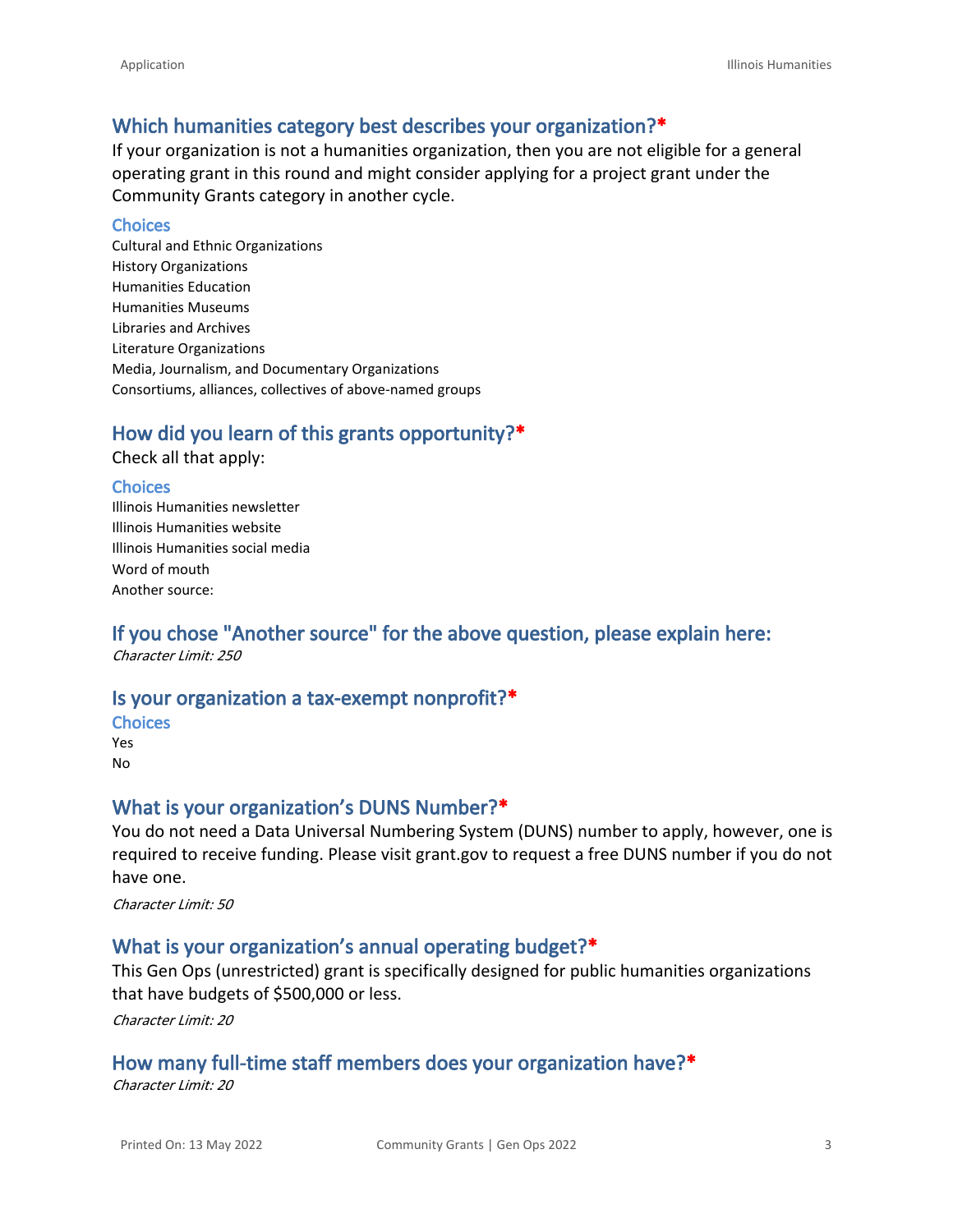## Which humanities category best describes your organization?*

If your organization is not a humanities organization, then you are not eligible for a general operating grant in this round and might consider applying for a project grant under the Community Grants category in another cycle.

### Choices

Cultural and Ethnic Organizations
History Organizations
Humanities Education
Humanities Museums
Libraries and Archives
Literature Organizations
Media, Journalism, and Documentary Organizations
Consortiums, alliances, collectives of above-named groups

## How did you learn of this grants opportunity?*

Check all that apply:

### Choices

Illinois Humanities newsletter
Illinois Humanities website
Illinois Humanities social media
Word of mouth
Another source:

## If you chose "Another source" for the above question, please explain here:

*Character Limit: 250*

## Is your organization a tax-exempt nonprofit?*

### Choices

Yes
No

## What is your organization's DUNS Number?*

You do not need a Data Universal Numbering System (DUNS) number to apply, however, one is required to receive funding. Please visit grant.gov to request a free DUNS number if you do not have one.

*Character Limit: 50*

## What is your organization's annual operating budget?*

This Gen Ops (unrestricted) grant is specifically designed for public humanities organizations that have budgets of $500,000 or less.

*Character Limit: 20*

## How many full-time staff members does your organization have?*

*Character Limit: 20*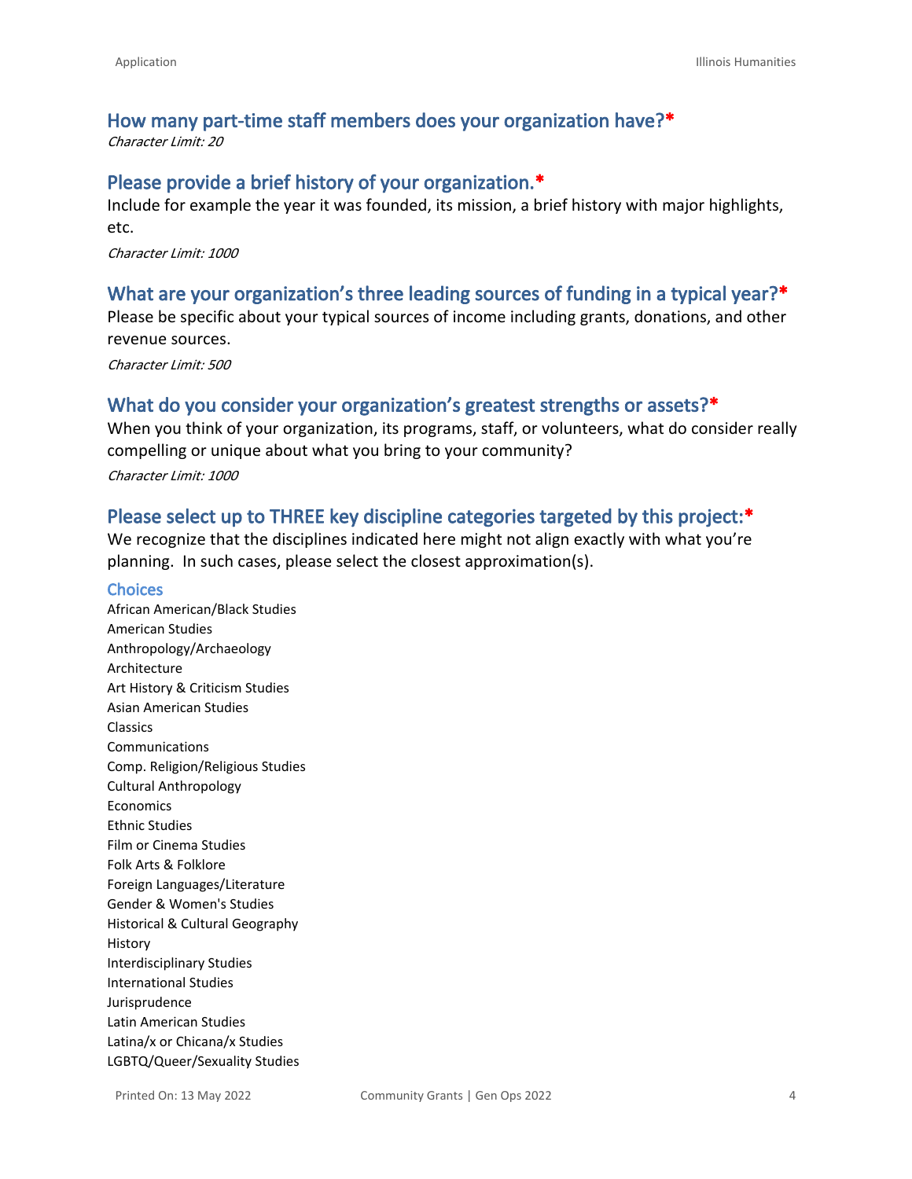## How many part-time staff members does your organization have?*

*Character Limit: 20*

## Please provide a brief history of your organization.*

Include for example the year it was founded, its mission, a brief history with major highlights, etc.

*Character Limit: 1000*

## What are your organization's three leading sources of funding in a typical year?*

Please be specific about your typical sources of income including grants, donations, and other revenue sources.

*Character Limit: 500*

## What do you consider your organization's greatest strengths or assets?*

When you think of your organization, its programs, staff, or volunteers, what do consider really compelling or unique about what you bring to your community?

*Character Limit: 1000*

## Please select up to THREE key discipline categories targeted by this project:*

We recognize that the disciplines indicated here might not align exactly with what you're planning. In such cases, please select the closest approximation(s).

### Choices

African American/Black Studies
American Studies
Anthropology/Archaeology
Architecture
Art History & Criticism Studies
Asian American Studies
Classics
Communications
Comp. Religion/Religious Studies
Cultural Anthropology
Economics
Ethnic Studies
Film or Cinema Studies
Folk Arts & Folklore
Foreign Languages/Literature
Gender & Women's Studies
Historical & Cultural Geography
History
Interdisciplinary Studies
International Studies
Jurisprudence
Latin American Studies
Latina/x or Chicana/x Studies
LGBTQ/Queer/Sexuality Studies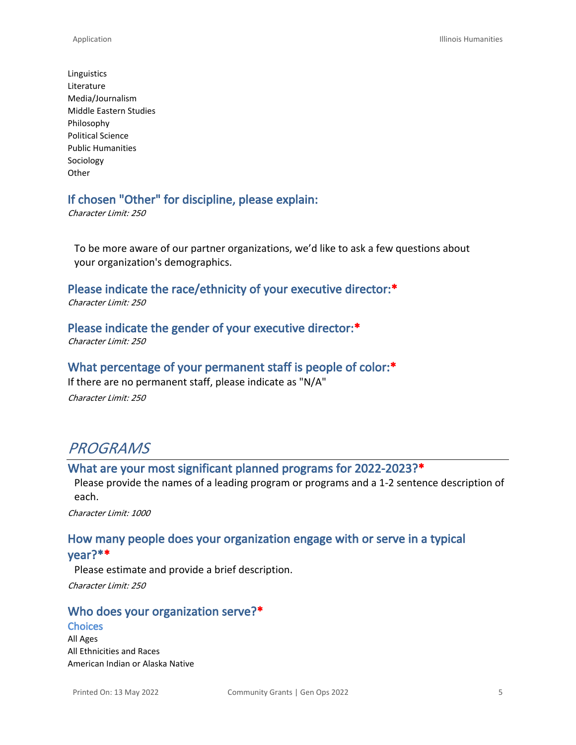Linguistics
Literature
Media/Journalism
Middle Eastern Studies
Philosophy
Political Science
Public Humanities
Sociology
Other

### If chosen "Other" for discipline, please explain:

*Character Limit: 250*

To be more aware of our partner organizations, we'd like to ask a few questions about your organization's demographics.

### Please indicate the race/ethnicity of your executive director:*

*Character Limit: 250*

### Please indicate the gender of your executive director:*

*Character Limit: 250*

### What percentage of your permanent staff is people of color:*

If there are no permanent staff, please indicate as "N/A"

*Character Limit: 250*

## *PROGRAMS*

### What are your most significant planned programs for 2022-2023?*

Please provide the names of a leading program or programs and a 1-2 sentence description of each.

*Character Limit: 1000*

### How many people does your organization engage with or serve in a typical year?**

Please estimate and provide a brief description.

*Character Limit: 250*

### Who does your organization serve?*

#### Choices

All Ages
All Ethnicities and Races
American Indian or Alaska Native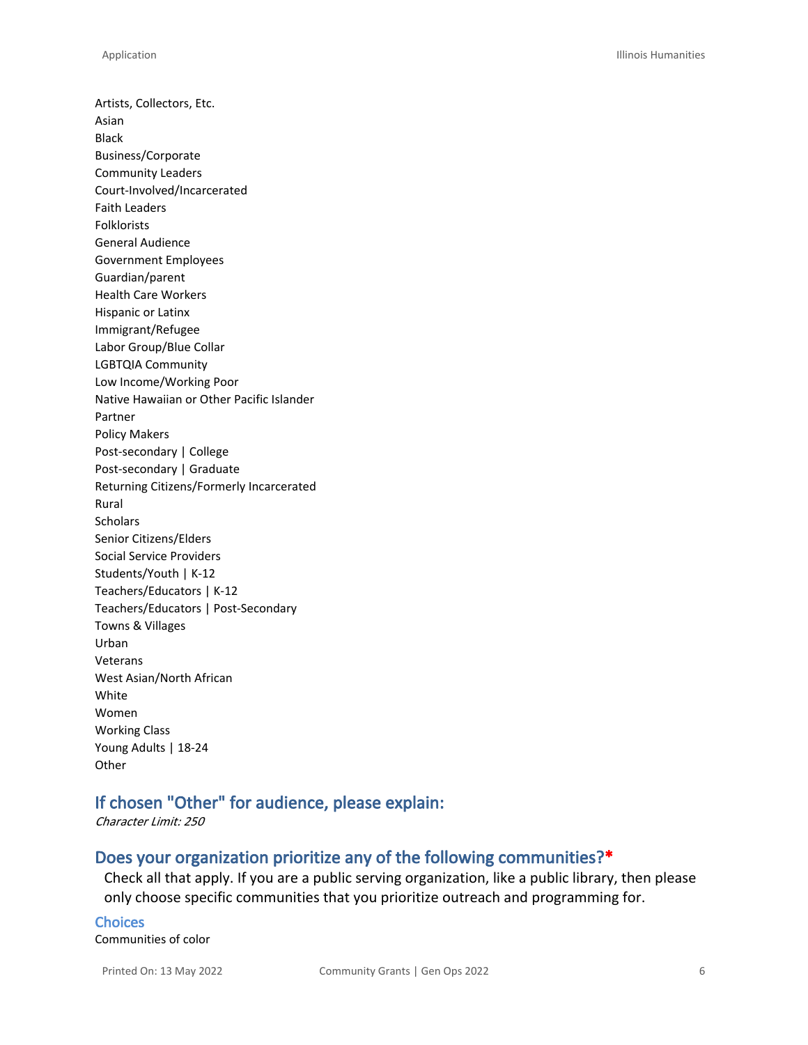Artists, Collectors, Etc.
Asian
Black
Business/Corporate
Community Leaders
Court-Involved/Incarcerated
Faith Leaders
Folklorists
General Audience
Government Employees
Guardian/parent
Health Care Workers
Hispanic or Latinx
Immigrant/Refugee
Labor Group/Blue Collar
LGBTQIA Community
Low Income/Working Poor
Native Hawaiian or Other Pacific Islander
Partner
Policy Makers
Post-secondary | College
Post-secondary | Graduate
Returning Citizens/Formerly Incarcerated
Rural
Scholars
Senior Citizens/Elders
Social Service Providers
Students/Youth | K-12
Teachers/Educators | K-12
Teachers/Educators | Post-Secondary
Towns & Villages
Urban
Veterans
West Asian/North African
White
Women
Working Class
Young Adults | 18-24
Other

## If chosen "Other" for audience, please explain:

*Character Limit: 250*

## Does your organization prioritize any of the following communities?*

Check all that apply. If you are a public serving organization, like a public library, then please only choose specific communities that you prioritize outreach and programming for.

### Choices

Communities of color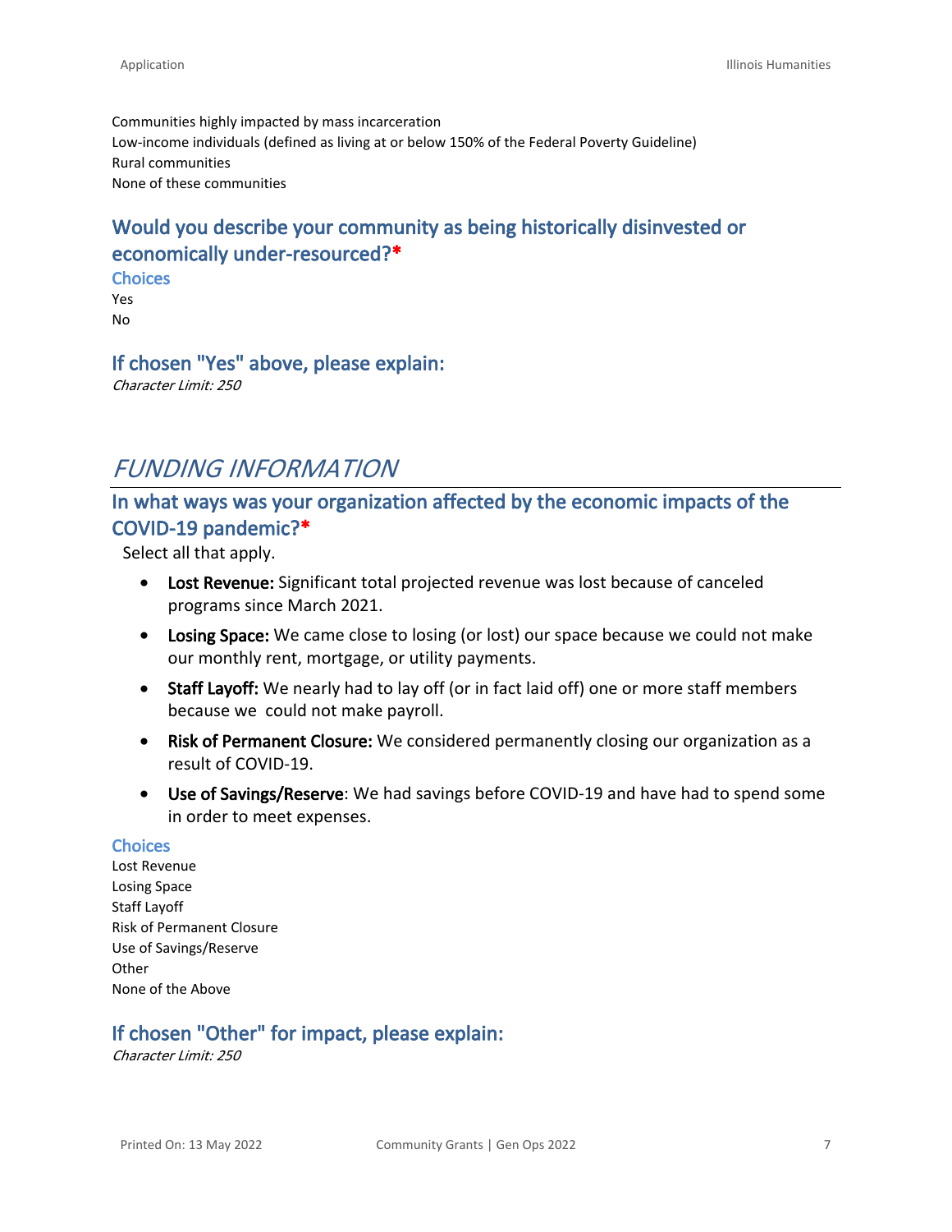Communities highly impacted by mass incarceration
Low-income individuals (defined as living at or below 150% of the Federal Poverty Guideline)
Rural communities
None of these communities

### Would you describe your community as being historically disinvested or economically under-resourced?*

**Choices**

Yes
No

### If chosen "Yes" above, please explain:

*Character Limit: 250*

## *FUNDING INFORMATION*

### In what ways was your organization affected by the economic impacts of the COVID-19 pandemic?*

Select all that apply.

- **Lost Revenue:** Significant total projected revenue was lost because of canceled programs since March 2021.
- **Losing Space:** We came close to losing (or lost) our space because we could not make our monthly rent, mortgage, or utility payments.
- **Staff Layoff:** We nearly had to lay off (or in fact laid off) one or more staff members because we could not make payroll.
- **Risk of Permanent Closure:** We considered permanently closing our organization as a result of COVID-19.
- **Use of Savings/Reserve**: We had savings before COVID-19 and have had to spend some in order to meet expenses.

**Choices**

Lost Revenue
Losing Space
Staff Layoff
Risk of Permanent Closure
Use of Savings/Reserve
Other
None of the Above

### If chosen "Other" for impact, please explain:

*Character Limit: 250*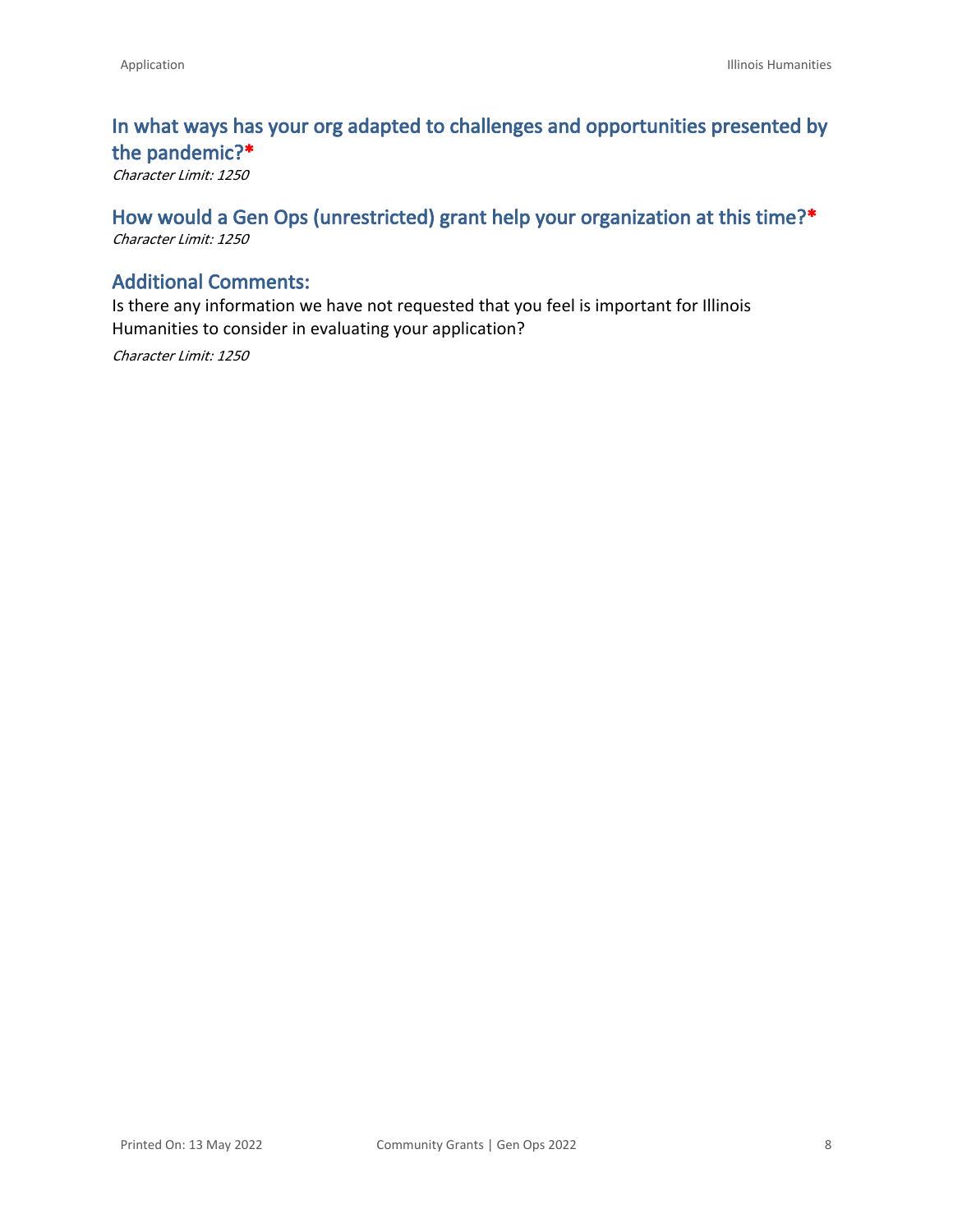## In what ways has your org adapted to challenges and opportunities presented by the pandemic?*

*Character Limit: 1250*

## How would a Gen Ops (unrestricted) grant help your organization at this time?*

*Character Limit: 1250*

## Additional Comments:

Is there any information we have not requested that you feel is important for Illinois Humanities to consider in evaluating your application?

*Character Limit: 1250*